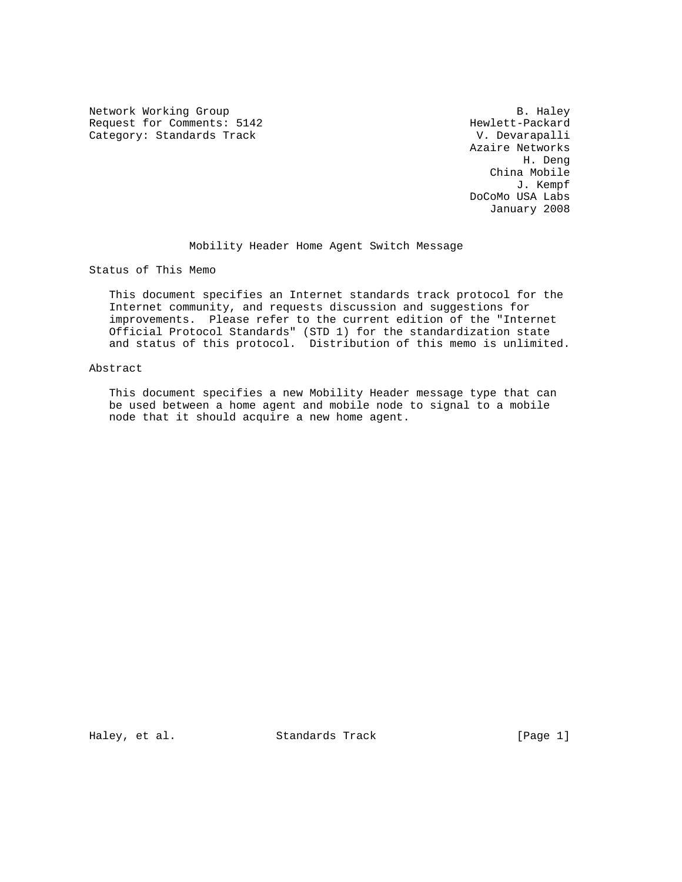Network Working Group — B. Haley
Request for Comments: 5142 — Hewlett-Packard
Category: Standards Track — V. Devarapalli
Azaire Networks
H. Deng
China Mobile
J. Kempf
DoCoMo USA Labs
January 2008

# Mobility Header Home Agent Switch Message

## Status of This Memo

This document specifies an Internet standards track protocol for the Internet community, and requests discussion and suggestions for improvements. Please refer to the current edition of the "Internet Official Protocol Standards" (STD 1) for the standardization state and status of this protocol. Distribution of this memo is unlimited.

## Abstract

This document specifies a new Mobility Header message type that can be used between a home agent and mobile node to signal to a mobile node that it should acquire a new home agent.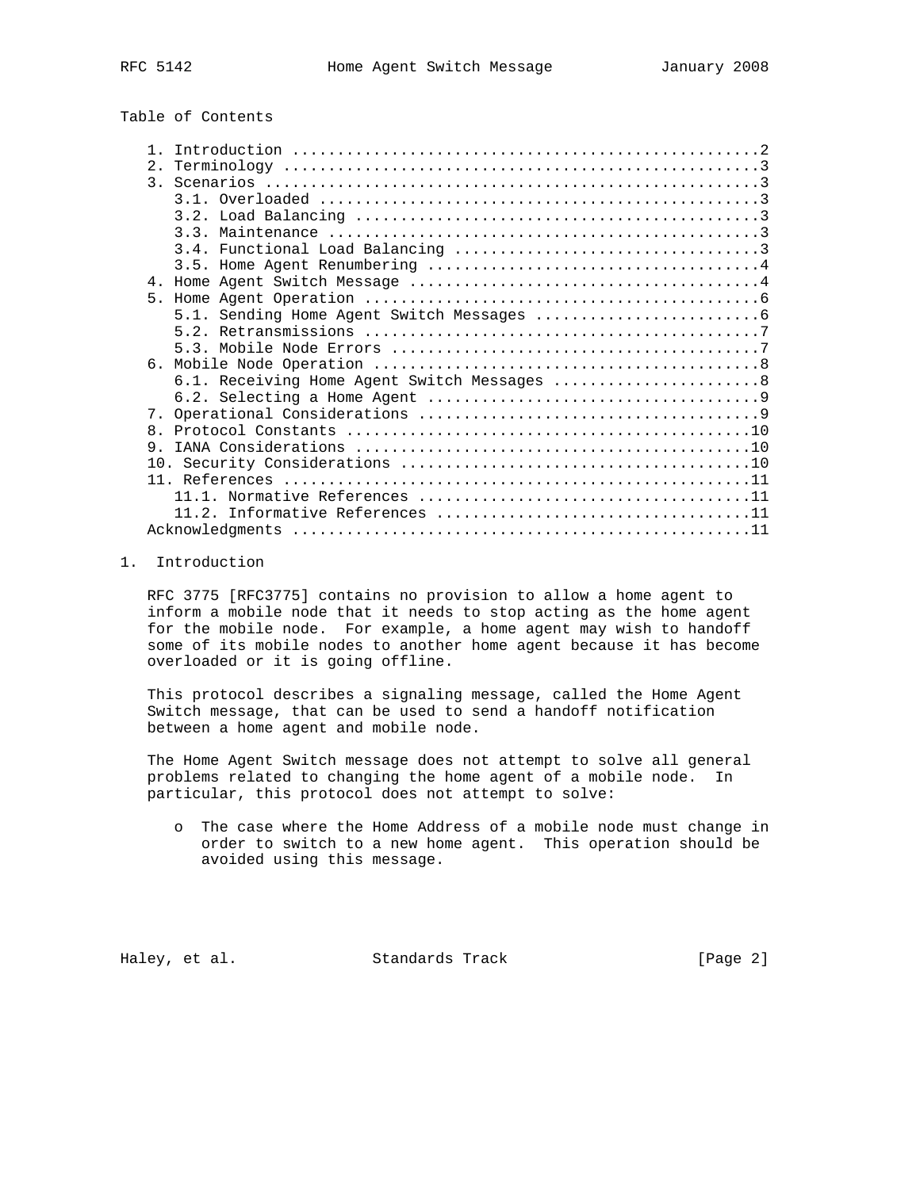Table of Contents

```
   1. Introduction ....................................................2
   2. Terminology .....................................................3
   3. Scenarios .......................................................3
      3.1. Overloaded .................................................3
      3.2. Load Balancing .............................................3
      3.3. Maintenance ................................................3
      3.4. Functional Load Balancing ..................................3
      3.5. Home Agent Renumbering .....................................4
   4. Home Agent Switch Message .......................................4
   5. Home Agent Operation ............................................6
      5.1. Sending Home Agent Switch Messages .........................6
      5.2. Retransmissions ............................................7
      5.3. Mobile Node Errors .........................................7
   6. Mobile Node Operation ...........................................8
      6.1. Receiving Home Agent Switch Messages .......................8
      6.2. Selecting a Home Agent .....................................9
   7. Operational Considerations ......................................9
   8. Protocol Constants .............................................10
   9. IANA Considerations ............................................10
   10. Security Considerations .......................................10
   11. References ....................................................11
      11.1. Normative References .....................................11
      11.2. Informative References ...................................11
   Acknowledgments ...................................................11
```

## 1. Introduction

RFC 3775 [RFC3775] contains no provision to allow a home agent to inform a mobile node that it needs to stop acting as the home agent for the mobile node. For example, a home agent may wish to handoff some of its mobile nodes to another home agent because it has become overloaded or it is going offline.

This protocol describes a signaling message, called the Home Agent Switch message, that can be used to send a handoff notification between a home agent and mobile node.

The Home Agent Switch message does not attempt to solve all general problems related to changing the home agent of a mobile node. In particular, this protocol does not attempt to solve:

- The case where the Home Address of a mobile node must change in order to switch to a new home agent. This operation should be avoided using this message.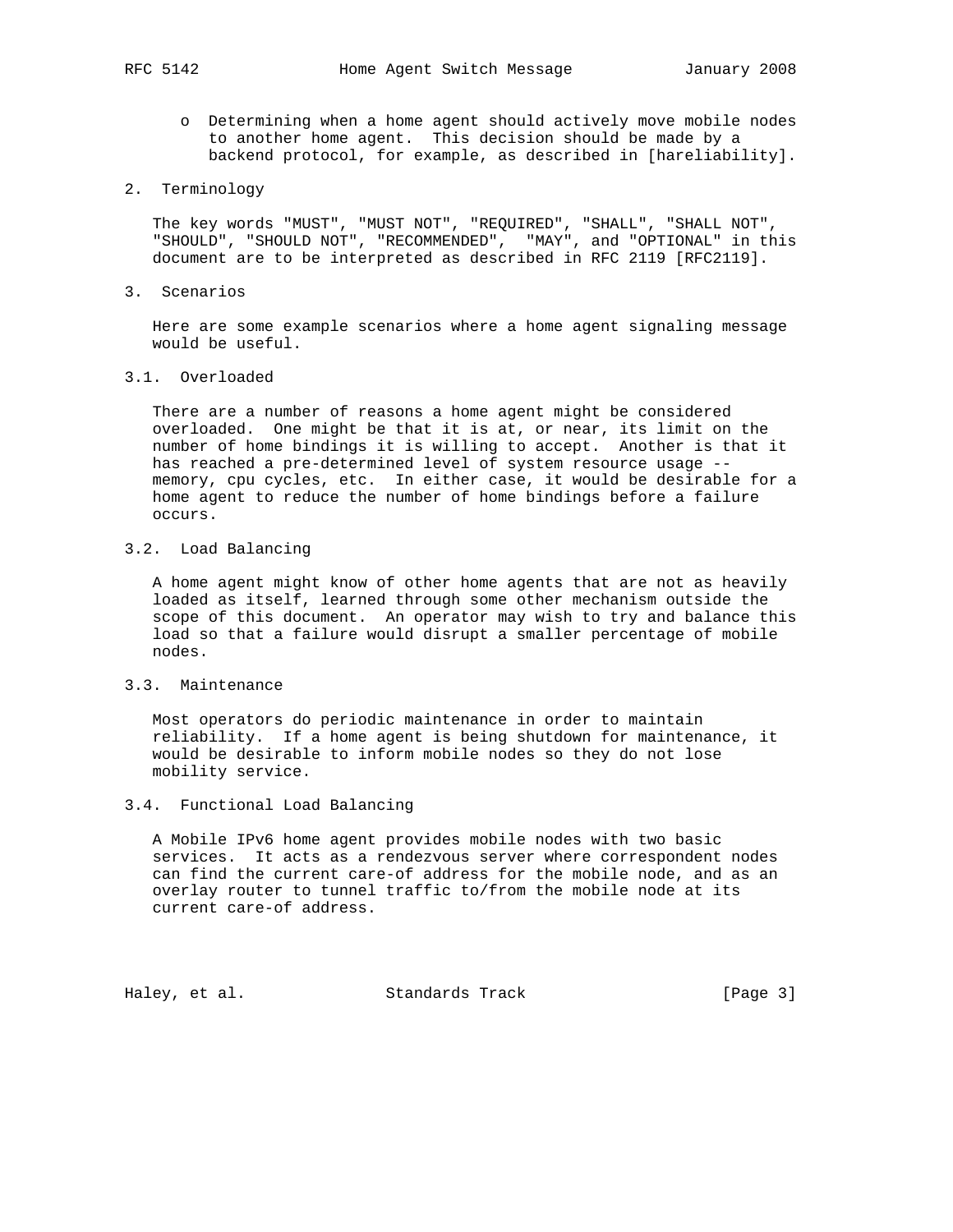- Determining when a home agent should actively move mobile nodes to another home agent. This decision should be made by a backend protocol, for example, as described in [hareliability].

## 2. Terminology

The key words "MUST", "MUST NOT", "REQUIRED", "SHALL", "SHALL NOT", "SHOULD", "SHOULD NOT", "RECOMMENDED", "MAY", and "OPTIONAL" in this document are to be interpreted as described in RFC 2119 [RFC2119].

## 3. Scenarios

Here are some example scenarios where a home agent signaling message would be useful.

### 3.1. Overloaded

There are a number of reasons a home agent might be considered overloaded. One might be that it is at, or near, its limit on the number of home bindings it is willing to accept. Another is that it has reached a pre-determined level of system resource usage -- memory, cpu cycles, etc. In either case, it would be desirable for a home agent to reduce the number of home bindings before a failure occurs.

### 3.2. Load Balancing

A home agent might know of other home agents that are not as heavily loaded as itself, learned through some other mechanism outside the scope of this document. An operator may wish to try and balance this load so that a failure would disrupt a smaller percentage of mobile nodes.

### 3.3. Maintenance

Most operators do periodic maintenance in order to maintain reliability. If a home agent is being shutdown for maintenance, it would be desirable to inform mobile nodes so they do not lose mobility service.

### 3.4. Functional Load Balancing

A Mobile IPv6 home agent provides mobile nodes with two basic services. It acts as a rendezvous server where correspondent nodes can find the current care-of address for the mobile node, and as an overlay router to tunnel traffic to/from the mobile node at its current care-of address.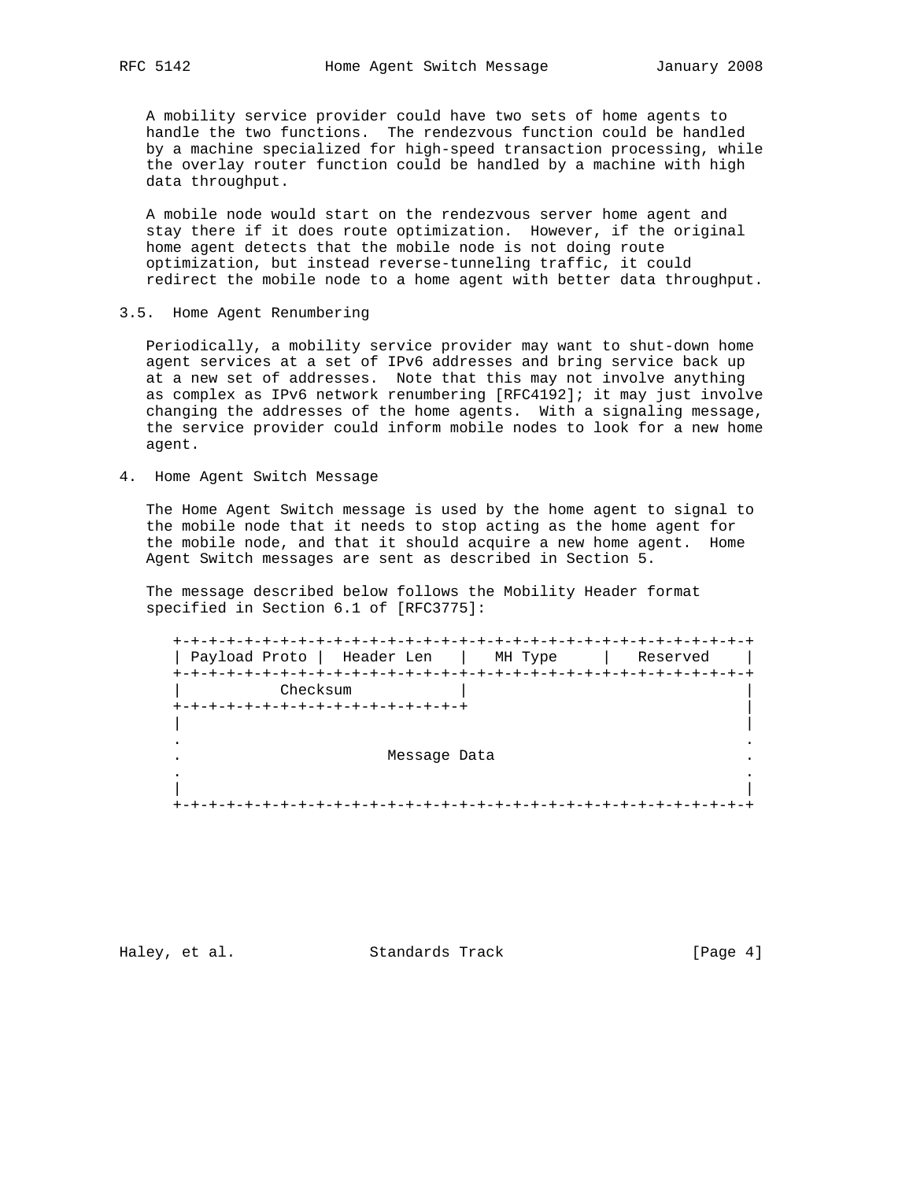A mobility service provider could have two sets of home agents to handle the two functions. The rendezvous function could be handled by a machine specialized for high-speed transaction processing, while the overlay router function could be handled by a machine with high data throughput.

A mobile node would start on the rendezvous server home agent and stay there if it does route optimization. However, if the original home agent detects that the mobile node is not doing route optimization, but instead reverse-tunneling traffic, it could redirect the mobile node to a home agent with better data throughput.

### 3.5. Home Agent Renumbering

Periodically, a mobility service provider may want to shut-down home agent services at a set of IPv6 addresses and bring service back up at a new set of addresses. Note that this may not involve anything as complex as IPv6 network renumbering [RFC4192]; it may just involve changing the addresses of the home agents. With a signaling message, the service provider could inform mobile nodes to look for a new home agent.

## 4. Home Agent Switch Message

The Home Agent Switch message is used by the home agent to signal to the mobile node that it needs to stop acting as the home agent for the mobile node, and that it should acquire a new home agent. Home Agent Switch messages are sent as described in Section 5.

The message described below follows the Mobility Header format specified in Section 6.1 of [RFC3775]:

```
 +-+-+-+-+-+-+-+-+-+-+-+-+-+-+-+-+-+-+-+-+-+-+-+-+-+-+-+-+-+-+-+-+
 | Payload Proto |  Header Len   |   MH Type     |   Reserved    |
 +-+-+-+-+-+-+-+-+-+-+-+-+-+-+-+-+-+-+-+-+-+-+-+-+-+-+-+-+-+-+-+-+
 |           Checksum            |                               |
 +-+-+-+-+-+-+-+-+-+-+-+-+-+-+-+-+                               |
 |                                                               |
 .                                                               .
 .                       Message Data                            .
 .                                                               .
 |                                                               |
 +-+-+-+-+-+-+-+-+-+-+-+-+-+-+-+-+-+-+-+-+-+-+-+-+-+-+-+-+-+-+-+-+
```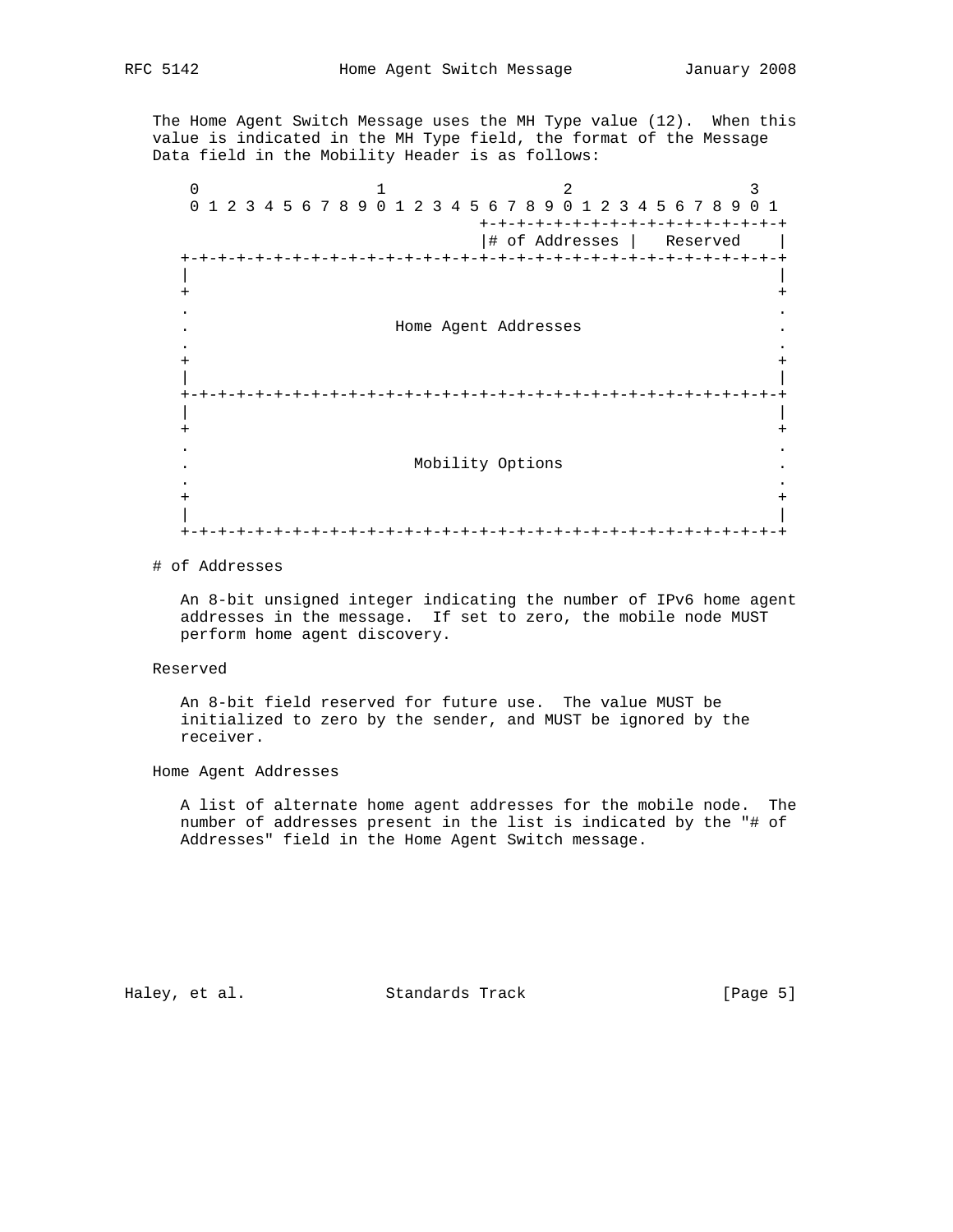The Home Agent Switch Message uses the MH Type value (12). When this value is indicated in the MH Type field, the format of the Message Data field in the Mobility Header is as follows:

```
 0                   1                   2                   3
 0 1 2 3 4 5 6 7 8 9 0 1 2 3 4 5 6 7 8 9 0 1 2 3 4 5 6 7 8 9 0 1
                                +-+-+-+-+-+-+-+-+-+-+-+-+-+-+-+-+
                                |# of Addresses |   Reserved    |
+-+-+-+-+-+-+-+-+-+-+-+-+-+-+-+-+-+-+-+-+-+-+-+-+-+-+-+-+-+-+-+-+
|                                                               |
+                                                               +
.                                                               .
.                     Home Agent Addresses                      .
.                                                               .
+                                                               +
|                                                               |
+-+-+-+-+-+-+-+-+-+-+-+-+-+-+-+-+-+-+-+-+-+-+-+-+-+-+-+-+-+-+-+-+
|                                                               |
+                                                               +
.                                                               .
.                       Mobility Options                        .
.                                                               .
+                                                               +
|                                                               |
+-+-+-+-+-+-+-+-+-+-+-+-+-+-+-+-+-+-+-+-+-+-+-+-+-+-+-+-+-+-+-+-+
```

# of Addresses

An 8-bit unsigned integer indicating the number of IPv6 home agent addresses in the message. If set to zero, the mobile node MUST perform home agent discovery.

Reserved

An 8-bit field reserved for future use. The value MUST be initialized to zero by the sender, and MUST be ignored by the receiver.

Home Agent Addresses

A list of alternate home agent addresses for the mobile node. The number of addresses present in the list is indicated by the "# of Addresses" field in the Home Agent Switch message.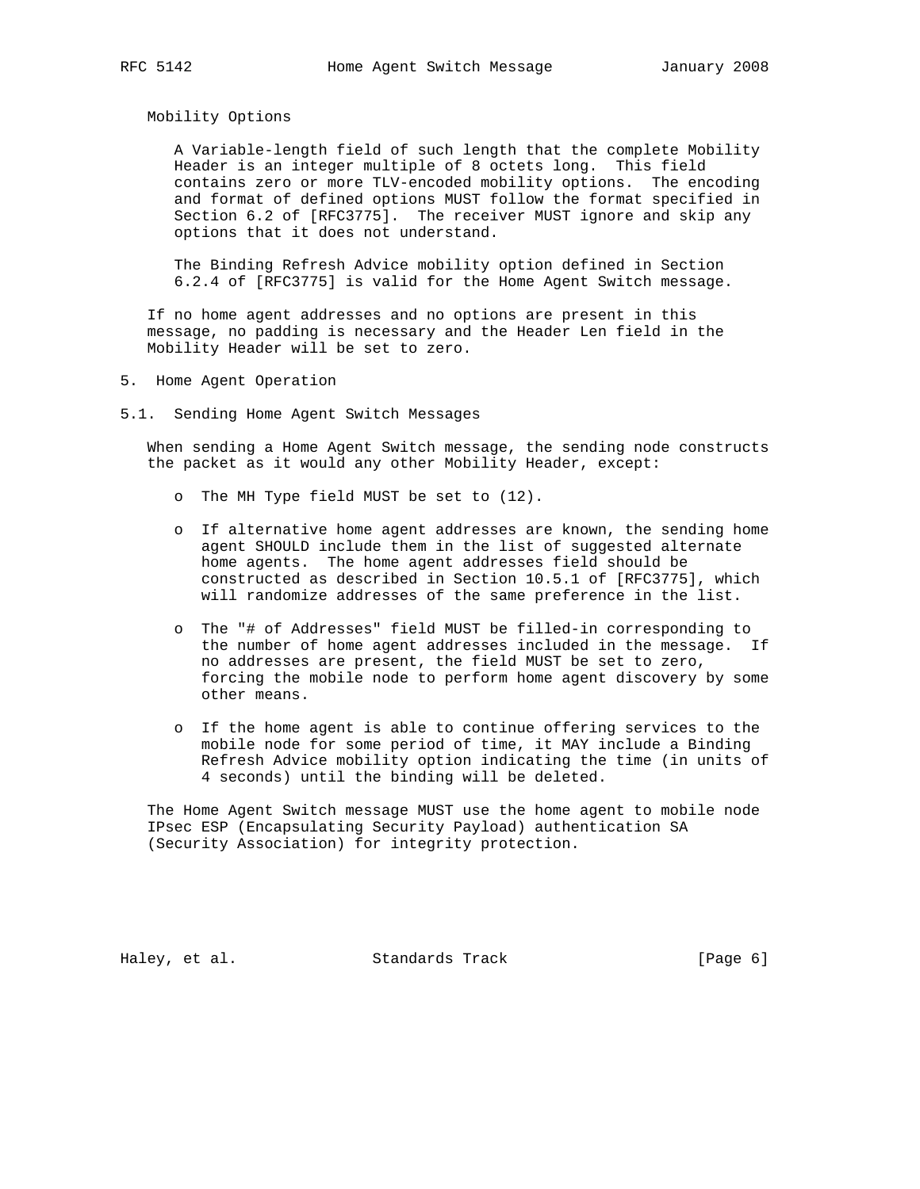Mobility Options

A Variable-length field of such length that the complete Mobility Header is an integer multiple of 8 octets long. This field contains zero or more TLV-encoded mobility options. The encoding and format of defined options MUST follow the format specified in Section 6.2 of [RFC3775]. The receiver MUST ignore and skip any options that it does not understand.

The Binding Refresh Advice mobility option defined in Section 6.2.4 of [RFC3775] is valid for the Home Agent Switch message.

If no home agent addresses and no options are present in this message, no padding is necessary and the Header Len field in the Mobility Header will be set to zero.

## 5. Home Agent Operation

### 5.1. Sending Home Agent Switch Messages

When sending a Home Agent Switch message, the sending node constructs the packet as it would any other Mobility Header, except:

- The MH Type field MUST be set to (12).
- If alternative home agent addresses are known, the sending home agent SHOULD include them in the list of suggested alternate home agents. The home agent addresses field should be constructed as described in Section 10.5.1 of [RFC3775], which will randomize addresses of the same preference in the list.
- The "# of Addresses" field MUST be filled-in corresponding to the number of home agent addresses included in the message. If no addresses are present, the field MUST be set to zero, forcing the mobile node to perform home agent discovery by some other means.
- If the home agent is able to continue offering services to the mobile node for some period of time, it MAY include a Binding Refresh Advice mobility option indicating the time (in units of 4 seconds) until the binding will be deleted.

The Home Agent Switch message MUST use the home agent to mobile node IPsec ESP (Encapsulating Security Payload) authentication SA (Security Association) for integrity protection.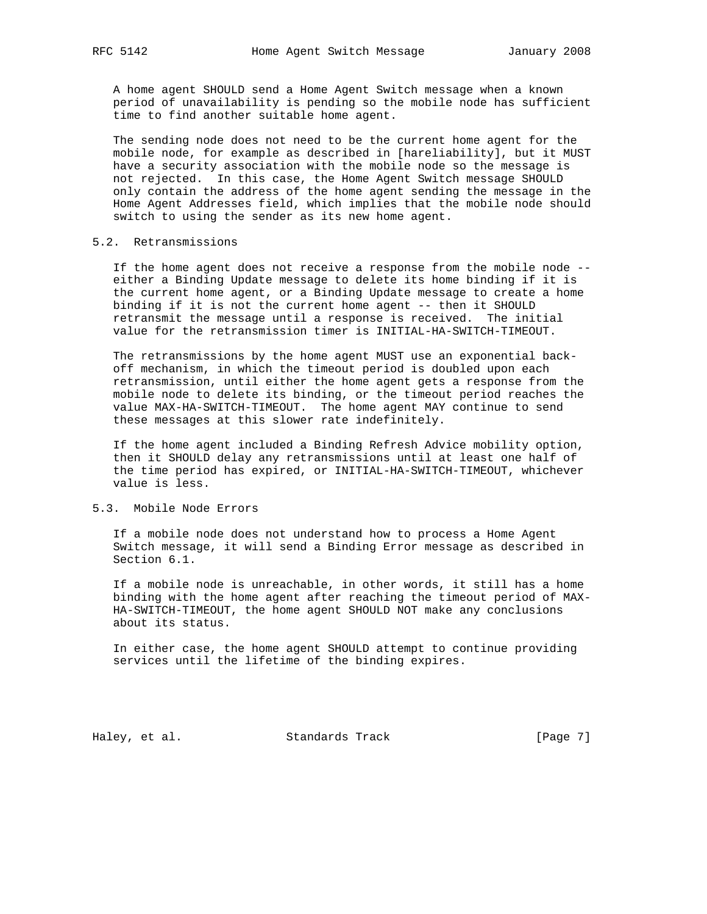A home agent SHOULD send a Home Agent Switch message when a known period of unavailability is pending so the mobile node has sufficient time to find another suitable home agent.

The sending node does not need to be the current home agent for the mobile node, for example as described in [hareliability], but it MUST have a security association with the mobile node so the message is not rejected. In this case, the Home Agent Switch message SHOULD only contain the address of the home agent sending the message in the Home Agent Addresses field, which implies that the mobile node should switch to using the sender as its new home agent.

## 5.2. Retransmissions

If the home agent does not receive a response from the mobile node -- either a Binding Update message to delete its home binding if it is the current home agent, or a Binding Update message to create a home binding if it is not the current home agent -- then it SHOULD retransmit the message until a response is received. The initial value for the retransmission timer is INITIAL-HA-SWITCH-TIMEOUT.

The retransmissions by the home agent MUST use an exponential back-off mechanism, in which the timeout period is doubled upon each retransmission, until either the home agent gets a response from the mobile node to delete its binding, or the timeout period reaches the value MAX-HA-SWITCH-TIMEOUT. The home agent MAY continue to send these messages at this slower rate indefinitely.

If the home agent included a Binding Refresh Advice mobility option, then it SHOULD delay any retransmissions until at least one half of the time period has expired, or INITIAL-HA-SWITCH-TIMEOUT, whichever value is less.

## 5.3. Mobile Node Errors

If a mobile node does not understand how to process a Home Agent Switch message, it will send a Binding Error message as described in Section 6.1.

If a mobile node is unreachable, in other words, it still has a home binding with the home agent after reaching the timeout period of MAX-HA-SWITCH-TIMEOUT, the home agent SHOULD NOT make any conclusions about its status.

In either case, the home agent SHOULD attempt to continue providing services until the lifetime of the binding expires.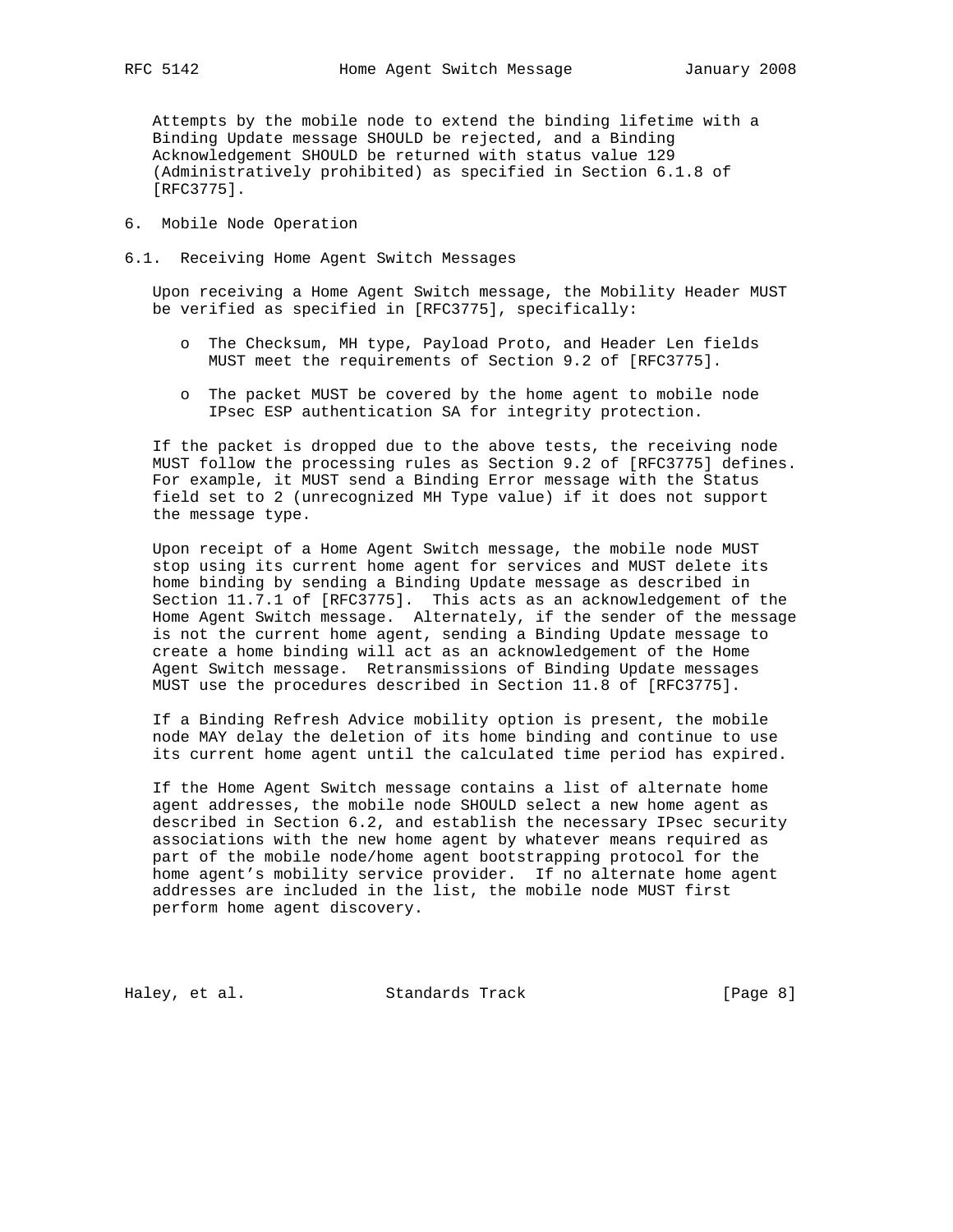Attempts by the mobile node to extend the binding lifetime with a Binding Update message SHOULD be rejected, and a Binding Acknowledgement SHOULD be returned with status value 129 (Administratively prohibited) as specified in Section 6.1.8 of [RFC3775].

# 6. Mobile Node Operation

## 6.1. Receiving Home Agent Switch Messages

Upon receiving a Home Agent Switch message, the Mobility Header MUST be verified as specified in [RFC3775], specifically:

- The Checksum, MH type, Payload Proto, and Header Len fields MUST meet the requirements of Section 9.2 of [RFC3775].

- The packet MUST be covered by the home agent to mobile node IPsec ESP authentication SA for integrity protection.

If the packet is dropped due to the above tests, the receiving node MUST follow the processing rules as Section 9.2 of [RFC3775] defines. For example, it MUST send a Binding Error message with the Status field set to 2 (unrecognized MH Type value) if it does not support the message type.

Upon receipt of a Home Agent Switch message, the mobile node MUST stop using its current home agent for services and MUST delete its home binding by sending a Binding Update message as described in Section 11.7.1 of [RFC3775]. This acts as an acknowledgement of the Home Agent Switch message. Alternately, if the sender of the message is not the current home agent, sending a Binding Update message to create a home binding will act as an acknowledgement of the Home Agent Switch message. Retransmissions of Binding Update messages MUST use the procedures described in Section 11.8 of [RFC3775].

If a Binding Refresh Advice mobility option is present, the mobile node MAY delay the deletion of its home binding and continue to use its current home agent until the calculated time period has expired.

If the Home Agent Switch message contains a list of alternate home agent addresses, the mobile node SHOULD select a new home agent as described in Section 6.2, and establish the necessary IPsec security associations with the new home agent by whatever means required as part of the mobile node/home agent bootstrapping protocol for the home agent's mobility service provider. If no alternate home agent addresses are included in the list, the mobile node MUST first perform home agent discovery.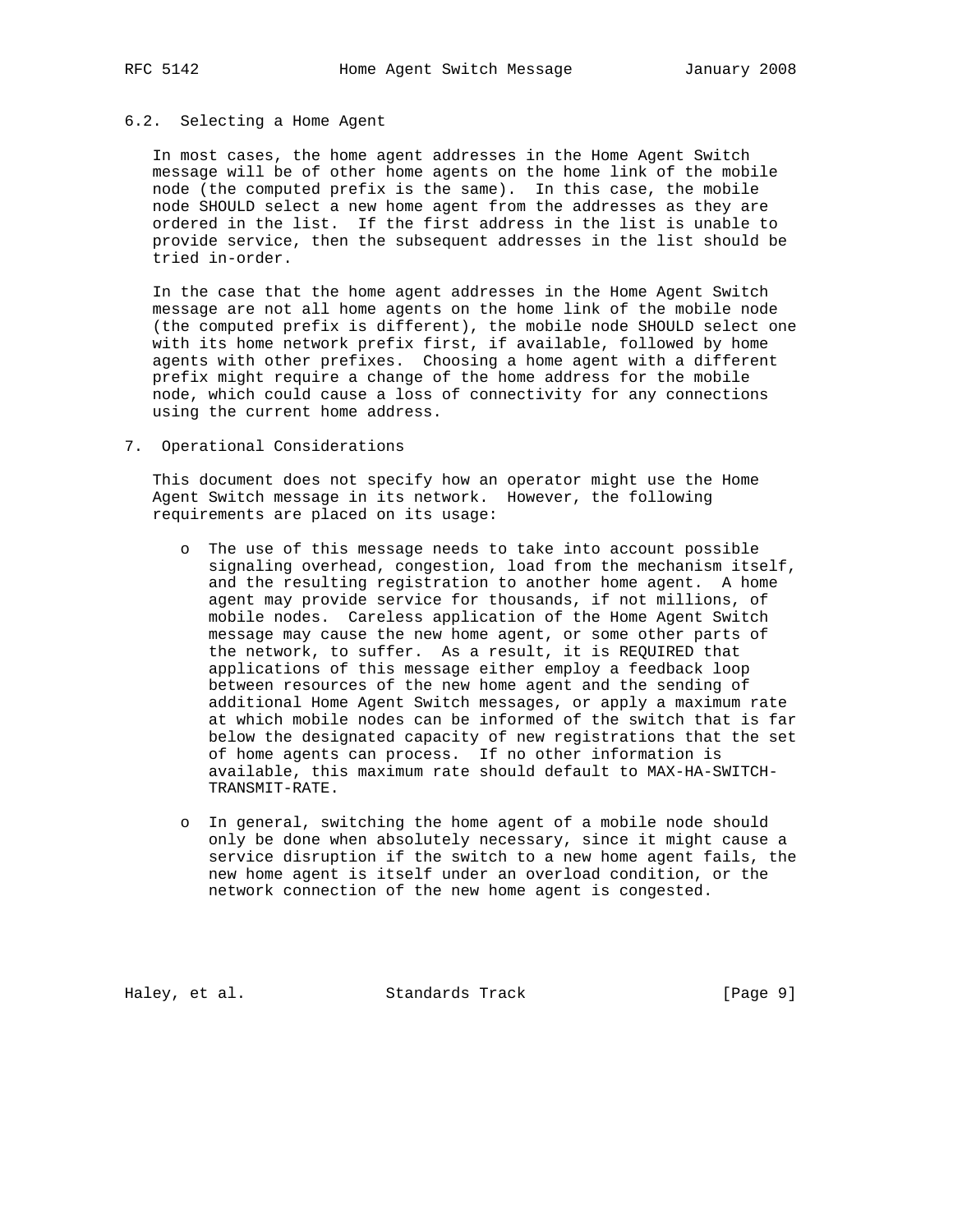### 6.2. Selecting a Home Agent

In most cases, the home agent addresses in the Home Agent Switch message will be of other home agents on the home link of the mobile node (the computed prefix is the same). In this case, the mobile node SHOULD select a new home agent from the addresses as they are ordered in the list. If the first address in the list is unable to provide service, then the subsequent addresses in the list should be tried in-order.

In the case that the home agent addresses in the Home Agent Switch message are not all home agents on the home link of the mobile node (the computed prefix is different), the mobile node SHOULD select one with its home network prefix first, if available, followed by home agents with other prefixes. Choosing a home agent with a different prefix might require a change of the home address for the mobile node, which could cause a loss of connectivity for any connections using the current home address.

## 7. Operational Considerations

This document does not specify how an operator might use the Home Agent Switch message in its network. However, the following requirements are placed on its usage:

- The use of this message needs to take into account possible signaling overhead, congestion, load from the mechanism itself, and the resulting registration to another home agent. A home agent may provide service for thousands, if not millions, of mobile nodes. Careless application of the Home Agent Switch message may cause the new home agent, or some other parts of the network, to suffer. As a result, it is REQUIRED that applications of this message either employ a feedback loop between resources of the new home agent and the sending of additional Home Agent Switch messages, or apply a maximum rate at which mobile nodes can be informed of the switch that is far below the designated capacity of new registrations that the set of home agents can process. If no other information is available, this maximum rate should default to MAX-HA-SWITCH-TRANSMIT-RATE.

- In general, switching the home agent of a mobile node should only be done when absolutely necessary, since it might cause a service disruption if the switch to a new home agent fails, the new home agent is itself under an overload condition, or the network connection of the new home agent is congested.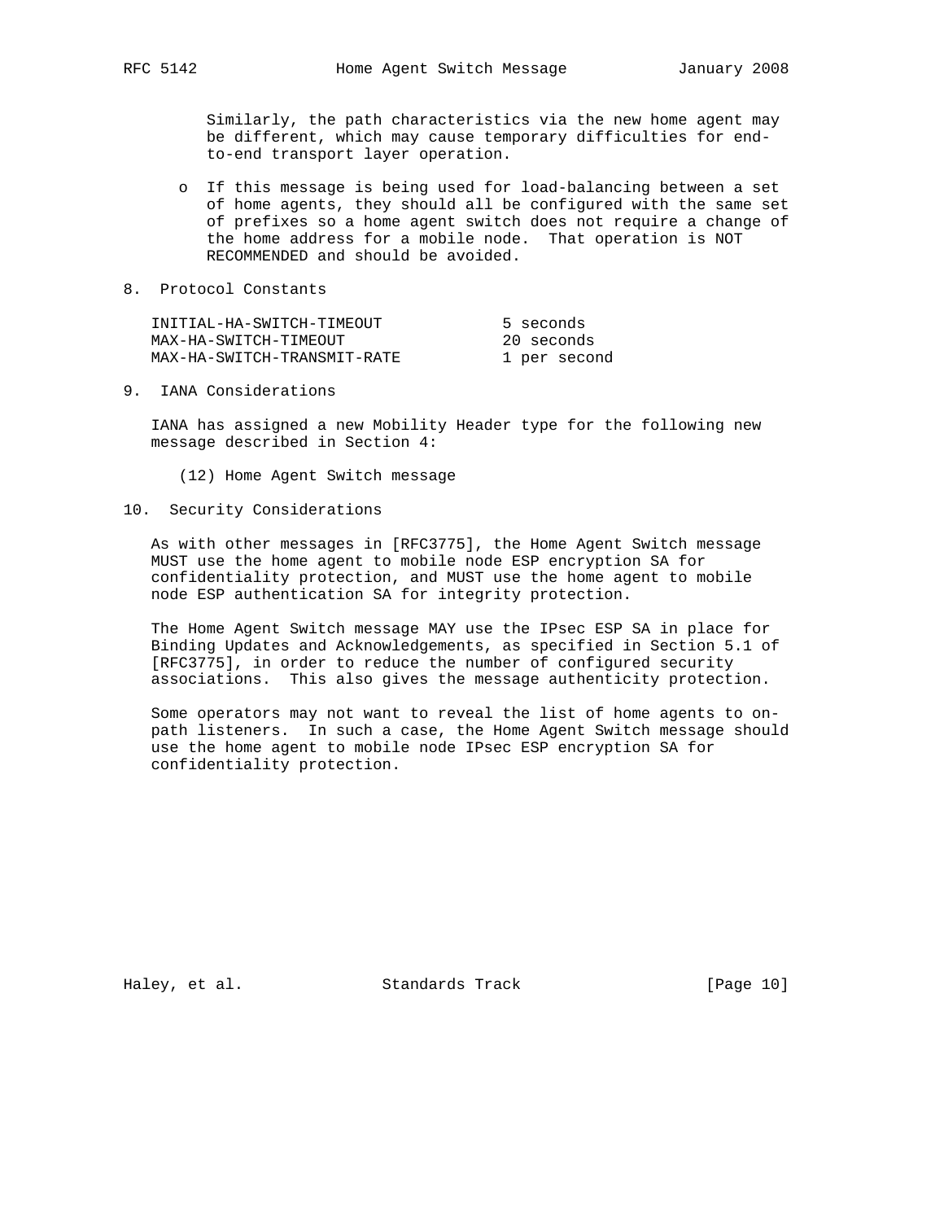Similarly, the path characteristics via the new home agent may be different, which may cause temporary difficulties for end-to-end transport layer operation.

- If this message is being used for load-balancing between a set of home agents, they should all be configured with the same set of prefixes so a home agent switch does not require a change of the home address for a mobile node. That operation is NOT RECOMMENDED and should be avoided.

## 8. Protocol Constants

| | |
|---|---|
| INITIAL-HA-SWITCH-TIMEOUT | 5 seconds |
| MAX-HA-SWITCH-TIMEOUT | 20 seconds |
| MAX-HA-SWITCH-TRANSMIT-RATE | 1 per second |

## 9. IANA Considerations

IANA has assigned a new Mobility Header type for the following new message described in Section 4:

(12) Home Agent Switch message

## 10. Security Considerations

As with other messages in [RFC3775], the Home Agent Switch message MUST use the home agent to mobile node ESP encryption SA for confidentiality protection, and MUST use the home agent to mobile node ESP authentication SA for integrity protection.

The Home Agent Switch message MAY use the IPsec ESP SA in place for Binding Updates and Acknowledgements, as specified in Section 5.1 of [RFC3775], in order to reduce the number of configured security associations. This also gives the message authenticity protection.

Some operators may not want to reveal the list of home agents to on-path listeners. In such a case, the Home Agent Switch message should use the home agent to mobile node IPsec ESP encryption SA for confidentiality protection.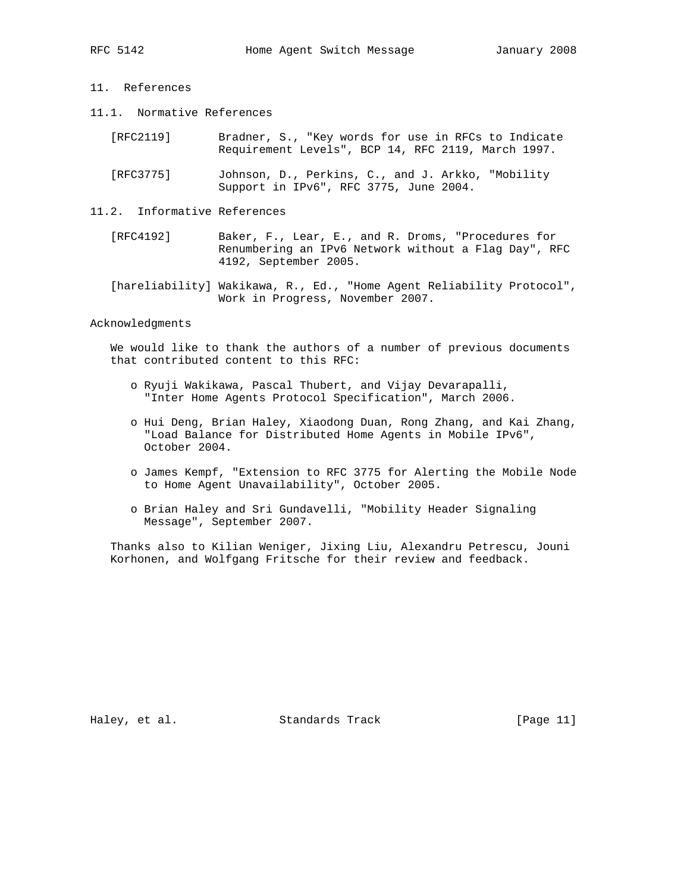## 11. References

### 11.1. Normative References

[RFC2119] Bradner, S., "Key words for use in RFCs to Indicate Requirement Levels", BCP 14, RFC 2119, March 1997.

[RFC3775] Johnson, D., Perkins, C., and J. Arkko, "Mobility Support in IPv6", RFC 3775, June 2004.

### 11.2. Informative References

[RFC4192] Baker, F., Lear, E., and R. Droms, "Procedures for Renumbering an IPv6 Network without a Flag Day", RFC 4192, September 2005.

[hareliability] Wakikawa, R., Ed., "Home Agent Reliability Protocol", Work in Progress, November 2007.

## Acknowledgments

We would like to thank the authors of a number of previous documents that contributed content to this RFC:

- Ryuji Wakikawa, Pascal Thubert, and Vijay Devarapalli, "Inter Home Agents Protocol Specification", March 2006.
- Hui Deng, Brian Haley, Xiaodong Duan, Rong Zhang, and Kai Zhang, "Load Balance for Distributed Home Agents in Mobile IPv6", October 2004.
- James Kempf, "Extension to RFC 3775 for Alerting the Mobile Node to Home Agent Unavailability", October 2005.
- Brian Haley and Sri Gundavelli, "Mobility Header Signaling Message", September 2007.

Thanks also to Kilian Weniger, Jixing Liu, Alexandru Petrescu, Jouni Korhonen, and Wolfgang Fritsche for their review and feedback.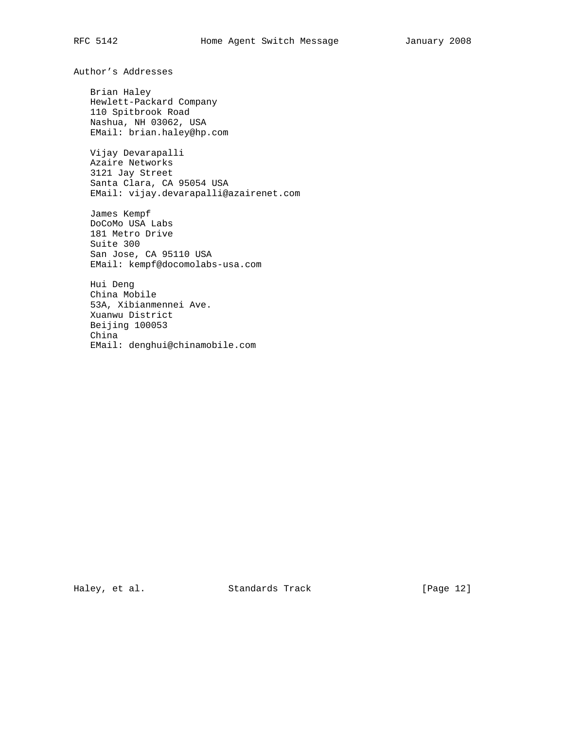# Author's Addresses

Brian Haley
Hewlett-Packard Company
110 Spitbrook Road
Nashua, NH 03062, USA
EMail: brian.haley@hp.com

Vijay Devarapalli
Azaire Networks
3121 Jay Street
Santa Clara, CA 95054 USA
EMail: vijay.devarapalli@azairenet.com

James Kempf
DoCoMo USA Labs
181 Metro Drive
Suite 300
San Jose, CA 95110 USA
EMail: kempf@docomolabs-usa.com

Hui Deng
China Mobile
53A, Xibianmennei Ave.
Xuanwu District
Beijing 100053
China
EMail: denghui@chinamobile.com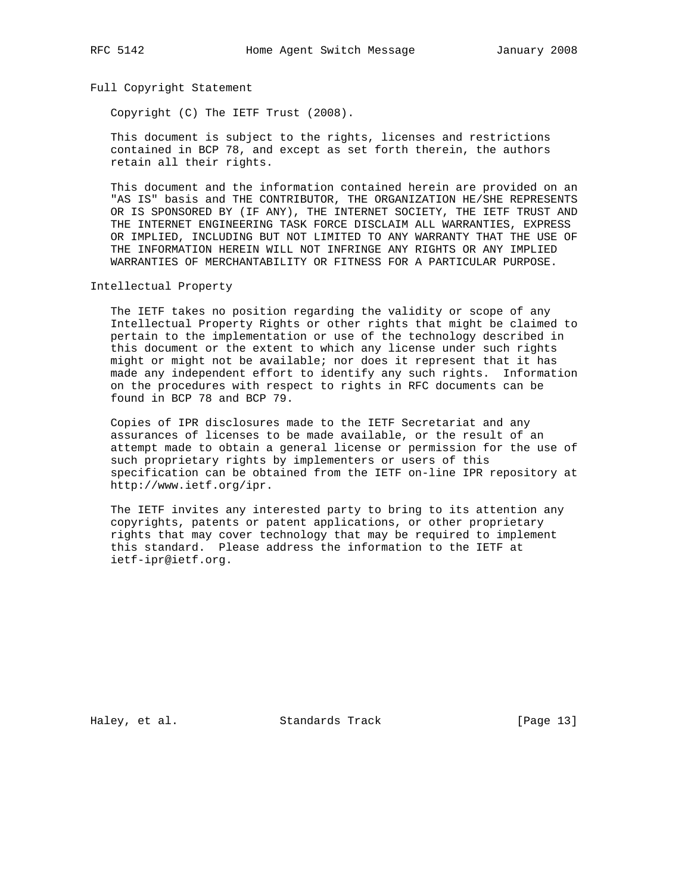## Full Copyright Statement

Copyright (C) The IETF Trust (2008).

This document is subject to the rights, licenses and restrictions contained in BCP 78, and except as set forth therein, the authors retain all their rights.

This document and the information contained herein are provided on an "AS IS" basis and THE CONTRIBUTOR, THE ORGANIZATION HE/SHE REPRESENTS OR IS SPONSORED BY (IF ANY), THE INTERNET SOCIETY, THE IETF TRUST AND THE INTERNET ENGINEERING TASK FORCE DISCLAIM ALL WARRANTIES, EXPRESS OR IMPLIED, INCLUDING BUT NOT LIMITED TO ANY WARRANTY THAT THE USE OF THE INFORMATION HEREIN WILL NOT INFRINGE ANY RIGHTS OR ANY IMPLIED WARRANTIES OF MERCHANTABILITY OR FITNESS FOR A PARTICULAR PURPOSE.

## Intellectual Property

The IETF takes no position regarding the validity or scope of any Intellectual Property Rights or other rights that might be claimed to pertain to the implementation or use of the technology described in this document or the extent to which any license under such rights might or might not be available; nor does it represent that it has made any independent effort to identify any such rights. Information on the procedures with respect to rights in RFC documents can be found in BCP 78 and BCP 79.

Copies of IPR disclosures made to the IETF Secretariat and any assurances of licenses to be made available, or the result of an attempt made to obtain a general license or permission for the use of such proprietary rights by implementers or users of this specification can be obtained from the IETF on-line IPR repository at http://www.ietf.org/ipr.

The IETF invites any interested party to bring to its attention any copyrights, patents or patent applications, or other proprietary rights that may cover technology that may be required to implement this standard. Please address the information to the IETF at ietf-ipr@ietf.org.